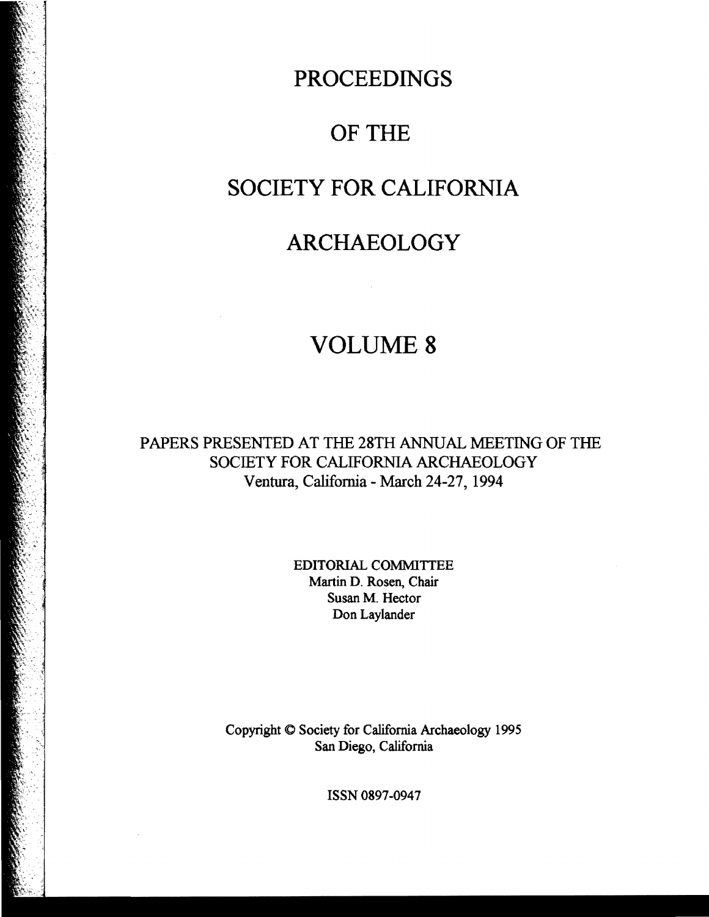# PROCEEDINGS

# OF THE

# SOCIETY FOR CALIFORNIA

# ARCHAEOLOGY

# VOLUME 8

PAPERS PRESENTED AT THE 28TH ANNUAL MEETING OF THE SOCIETY FOR CALIFORNIA ARCHAEOLOGY
Ventura, California - March 24-27, 1994

EDITORIAL COMMITTEE
Martin D. Rosen, Chair
Susan M. Hector
Don Laylander

Copyright © Society for California Archaeology 1995
San Diego, California

ISSN 0897-0947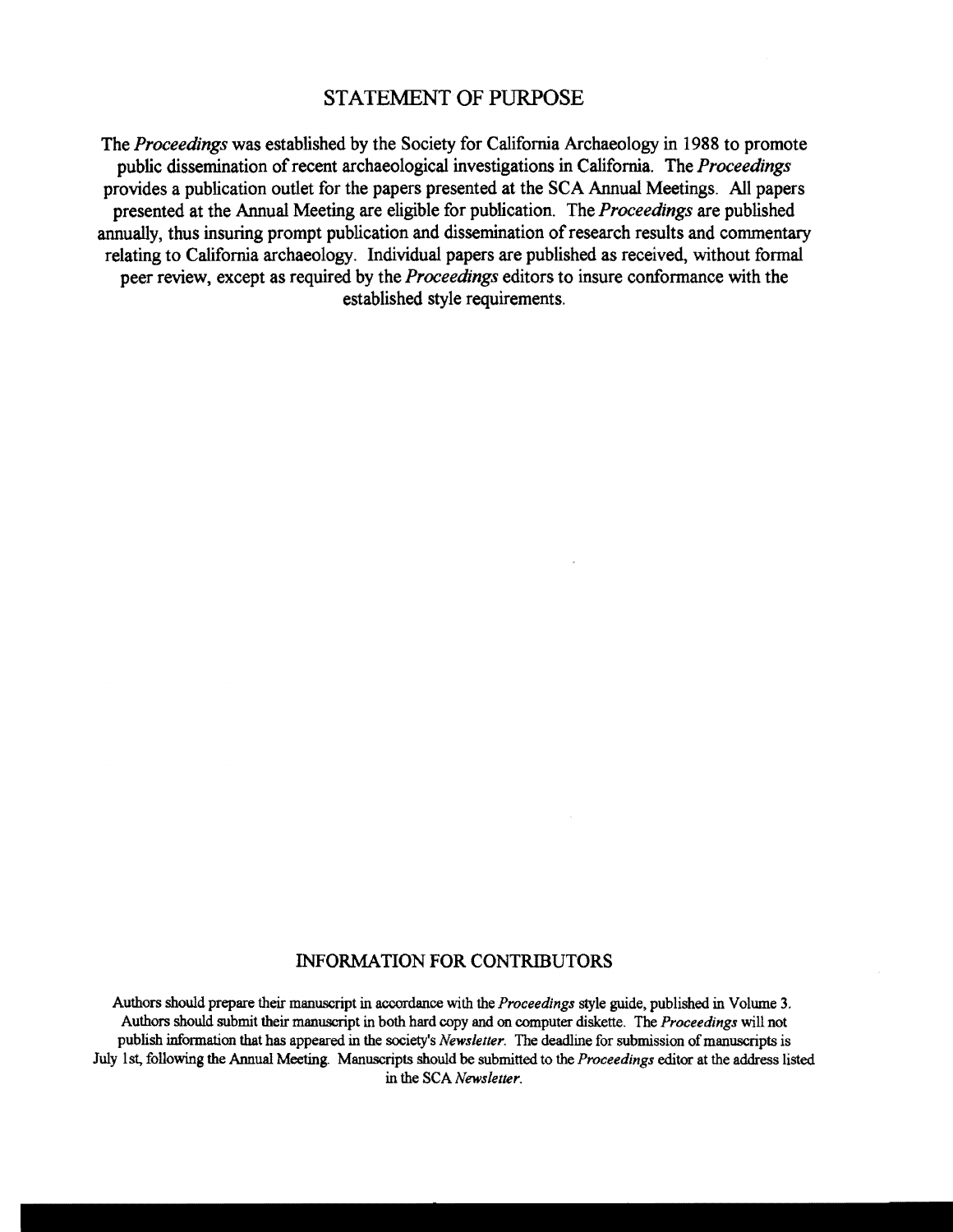## STATEMENT OF PURPOSE

The *Proceedings* was established by the Society for California Archaeology in 1988 to promote public dissemination of recent archaeological investigations in California. The *Proceedings* provides a publication outlet for the papers presented at the SCA Annual Meetings. All papers presented at the Annual Meeting are eligible for publication. The *Proceedings* are published annually, thus insuring prompt publication and dissemination of research results and commentary relating to California archaeology. Individual papers are published as received, without formal peer review, except as required by the *Proceedings* editors to insure conformance with the established style requirements.

## INFORMATION FOR CONTRIBUTORS

Authors should prepare their manuscript in accordance with the *Proceedings* style guide, published in Volume 3. Authors should submit their manuscript in both hard copy and on computer diskette. The *Proceedings* will not publish information that has appeared in the society's *Newsletter*. The deadline for submission of manuscripts is July 1st, following the Annual Meeting. Manuscripts should be submitted to the *Proceedings* editor at the address listed in the SCA *Newsletter*.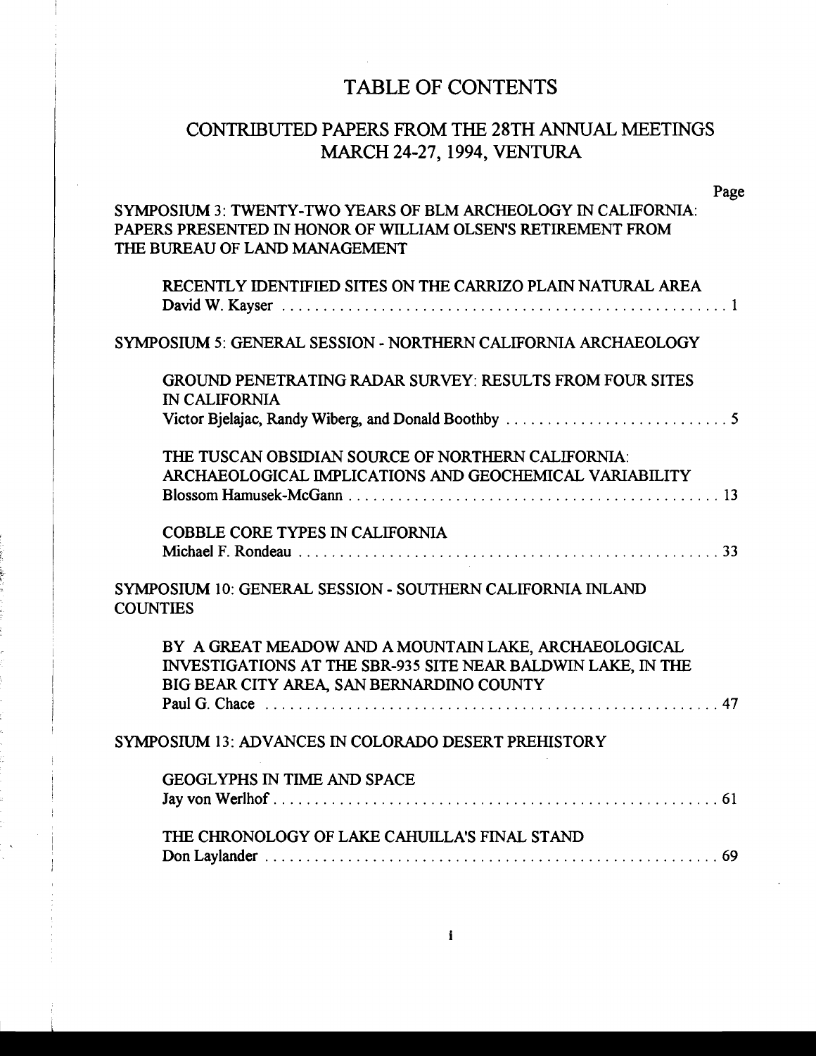# TABLE OF CONTENTS

## CONTRIBUTED PAPERS FROM THE 28TH ANNUAL MEETINGS MARCH 24-27, 1994, VENTURA

Page

SYMPOSIUM 3: TWENTY-TWO YEARS OF BLM ARCHEOLOGY IN CALIFORNIA: PAPERS PRESENTED IN HONOR OF WILLIAM OLSEN'S RETIREMENT FROM THE BUREAU OF LAND MANAGEMENT

RECENTLY IDENTIFIED SITES ON THE CARRIZO PLAIN NATURAL AREA
David W. Kayser .......................................................... 1

SYMPOSIUM 5: GENERAL SESSION - NORTHERN CALIFORNIA ARCHAEOLOGY

GROUND PENETRATING RADAR SURVEY: RESULTS FROM FOUR SITES IN CALIFORNIA
Victor Bjelajac, Randy Wiberg, and Donald Boothby ........................... 5

THE TUSCAN OBSIDIAN SOURCE OF NORTHERN CALIFORNIA: ARCHAEOLOGICAL IMPLICATIONS AND GEOCHEMICAL VARIABILITY
Blossom Hamusek-McGann ............................................ 13

COBBLE CORE TYPES IN CALIFORNIA
Michael F. Rondeau ...................................................... 33

SYMPOSIUM 10: GENERAL SESSION - SOUTHERN CALIFORNIA INLAND COUNTIES

BY A GREAT MEADOW AND A MOUNTAIN LAKE, ARCHAEOLOGICAL INVESTIGATIONS AT THE SBR-935 SITE NEAR BALDWIN LAKE, IN THE BIG BEAR CITY AREA, SAN BERNARDINO COUNTY
Paul G. Chace .......................................................... 47

SYMPOSIUM 13: ADVANCES IN COLORADO DESERT PREHISTORY

GEOGLYPHS IN TIME AND SPACE
Jay von Werlhof .......................................................... 61

THE CHRONOLOGY OF LAKE CAHUILLA'S FINAL STAND
Don Laylander .......................................................... 69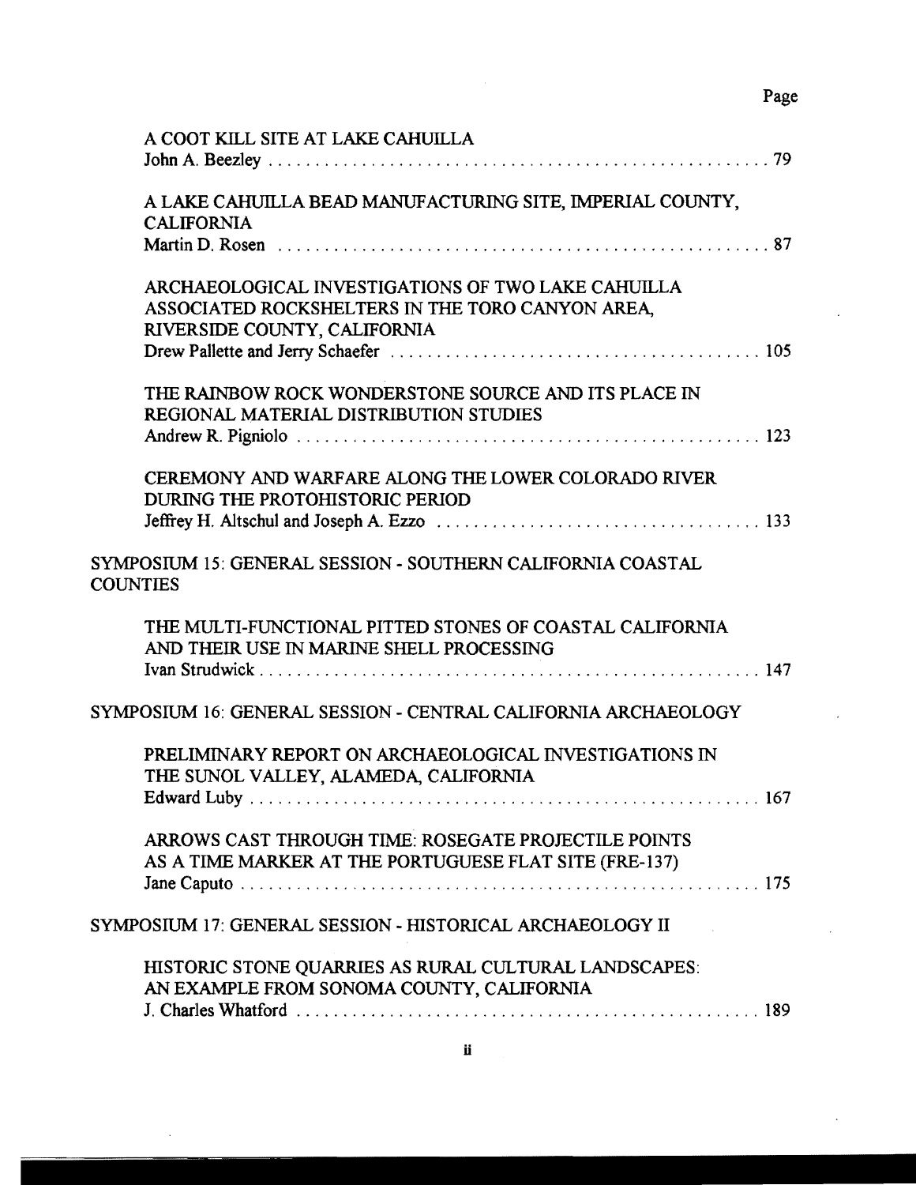Page

A COOT KILL SITE AT LAKE CAHUILLA
John A. Beezley . . . . . . . . . . . . . . . . . . . . . . . . . . . . . . . . . . . . . . . . . . . . . . . . . . . . . 79

A LAKE CAHUILLA BEAD MANUFACTURING SITE, IMPERIAL COUNTY, CALIFORNIA
Martin D. Rosen . . . . . . . . . . . . . . . . . . . . . . . . . . . . . . . . . . . . . . . . . . . . . . . . . . . . . 87

ARCHAEOLOGICAL INVESTIGATIONS OF TWO LAKE CAHUILLA ASSOCIATED ROCKSHELTERS IN THE TORO CANYON AREA, RIVERSIDE COUNTY, CALIFORNIA
Drew Pallette and Jerry Schaefer . . . . . . . . . . . . . . . . . . . . . . . . . . . . . . . . . . . . . . . . 105

THE RAINBOW ROCK WONDERSTONE SOURCE AND ITS PLACE IN REGIONAL MATERIAL DISTRIBUTION STUDIES
Andrew R. Pigniolo . . . . . . . . . . . . . . . . . . . . . . . . . . . . . . . . . . . . . . . . . . . . . . . . . 123

CEREMONY AND WARFARE ALONG THE LOWER COLORADO RIVER DURING THE PROTOHISTORIC PERIOD
Jeffrey H. Altschul and Joseph A. Ezzo . . . . . . . . . . . . . . . . . . . . . . . . . . . . . . . . . . 133

SYMPOSIUM 15: GENERAL SESSION - SOUTHERN CALIFORNIA COASTAL COUNTIES

THE MULTI-FUNCTIONAL PITTED STONES OF COASTAL CALIFORNIA AND THEIR USE IN MARINE SHELL PROCESSING
Ivan Strudwick . . . . . . . . . . . . . . . . . . . . . . . . . . . . . . . . . . . . . . . . . . . . . . . . . . . . . 147

SYMPOSIUM 16: GENERAL SESSION - CENTRAL CALIFORNIA ARCHAEOLOGY

PRELIMINARY REPORT ON ARCHAEOLOGICAL INVESTIGATIONS IN THE SUNOL VALLEY, ALAMEDA, CALIFORNIA
Edward Luby . . . . . . . . . . . . . . . . . . . . . . . . . . . . . . . . . . . . . . . . . . . . . . . . . . . . . . 167

ARROWS CAST THROUGH TIME: ROSEGATE PROJECTILE POINTS AS A TIME MARKER AT THE PORTUGUESE FLAT SITE (FRE-137)
Jane Caputo . . . . . . . . . . . . . . . . . . . . . . . . . . . . . . . . . . . . . . . . . . . . . . . . . . . . . . . 175

SYMPOSIUM 17: GENERAL SESSION - HISTORICAL ARCHAEOLOGY II

HISTORIC STONE QUARRIES AS RURAL CULTURAL LANDSCAPES: AN EXAMPLE FROM SONOMA COUNTY, CALIFORNIA
J. Charles Whatford . . . . . . . . . . . . . . . . . . . . . . . . . . . . . . . . . . . . . . . . . . . . . . . . . . 189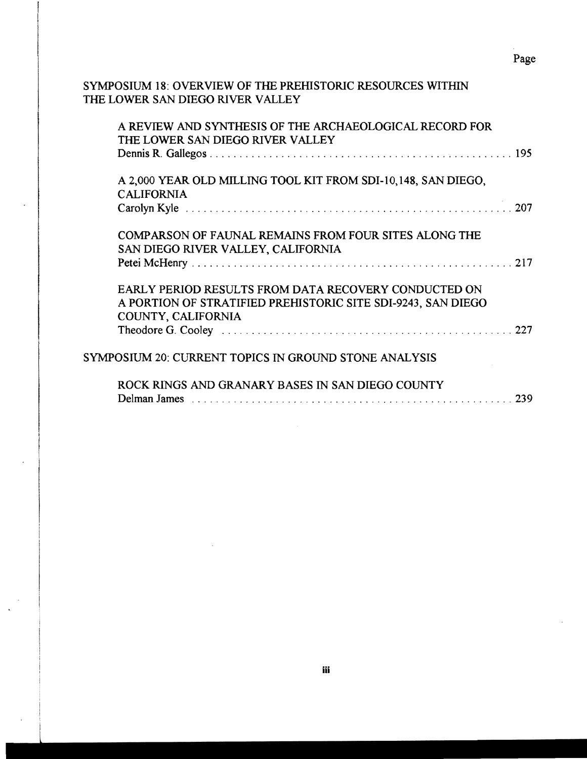Page

SYMPOSIUM 18: OVERVIEW OF THE PREHISTORIC RESOURCES WITHIN THE LOWER SAN DIEGO RIVER VALLEY

A REVIEW AND SYNTHESIS OF THE ARCHAEOLOGICAL RECORD FOR THE LOWER SAN DIEGO RIVER VALLEY
Dennis R. Gallegos . . . . . . . . . . . . . . . . . . . . . . . . . . . . . . . . . . . . . . . . . . . . . . . . . . . 195

A 2,000 YEAR OLD MILLING TOOL KIT FROM SDI-10,148, SAN DIEGO, CALIFORNIA
Carolyn Kyle . . . . . . . . . . . . . . . . . . . . . . . . . . . . . . . . . . . . . . . . . . . . . . . . . . . . . . 207

COMPARSON OF FAUNAL REMAINS FROM FOUR SITES ALONG THE SAN DIEGO RIVER VALLEY, CALIFORNIA
Petei McHenry . . . . . . . . . . . . . . . . . . . . . . . . . . . . . . . . . . . . . . . . . . . . . . . . . . . . . 217

EARLY PERIOD RESULTS FROM DATA RECOVERY CONDUCTED ON A PORTION OF STRATIFIED PREHISTORIC SITE SDI-9243, SAN DIEGO COUNTY, CALIFORNIA
Theodore G. Cooley . . . . . . . . . . . . . . . . . . . . . . . . . . . . . . . . . . . . . . . . . . . . . . . . . 227

SYMPOSIUM 20: CURRENT TOPICS IN GROUND STONE ANALYSIS

ROCK RINGS AND GRANARY BASES IN SAN DIEGO COUNTY
Delman James . . . . . . . . . . . . . . . . . . . . . . . . . . . . . . . . . . . . . . . . . . . . . . . . . . . . . 239